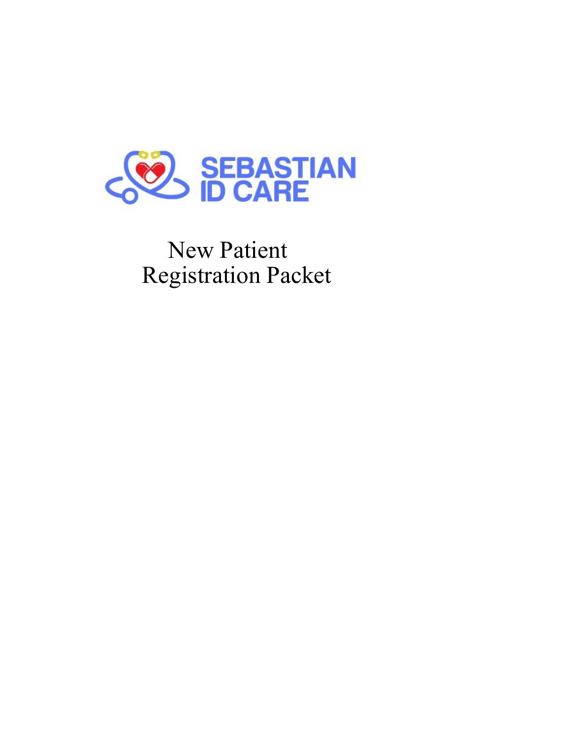SEBASTIAN ID CARE

# New Patient Registration Packet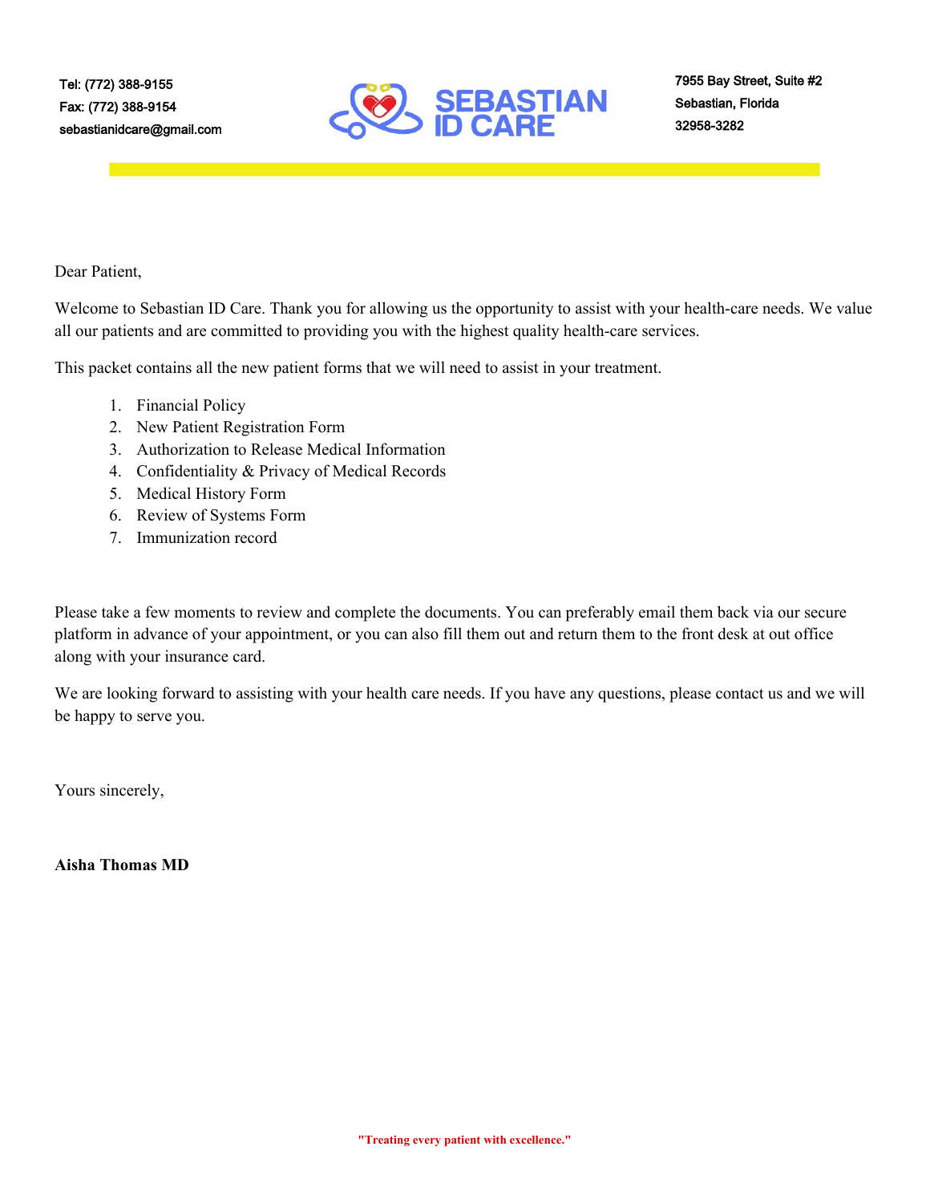Tel: (772) 388-9155
Fax: (772) 388-9154
sebastianidcare@gmail.com

**SEBASTIAN ID CARE**

7955 Bay Street, Suite #2
Sebastian, Florida
32958-3282

Dear Patient,

Welcome to Sebastian ID Care. Thank you for allowing us the opportunity to assist with your health-care needs. We value all our patients and are committed to providing you with the highest quality health-care services.

This packet contains all the new patient forms that we will need to assist in your treatment.

1. Financial Policy
2. New Patient Registration Form
3. Authorization to Release Medical Information
4. Confidentiality & Privacy of Medical Records
5. Medical History Form
6. Review of Systems Form
7. Immunization record

Please take a few moments to review and complete the documents. You can preferably email them back via our secure platform in advance of your appointment, or you can also fill them out and return them to the front desk at out office along with your insurance card.

We are looking forward to assisting with your health care needs. If you have any questions, please contact us and we will be happy to serve you.

Yours sincerely,

**Aisha Thomas MD**

**"Treating every patient with excellence."**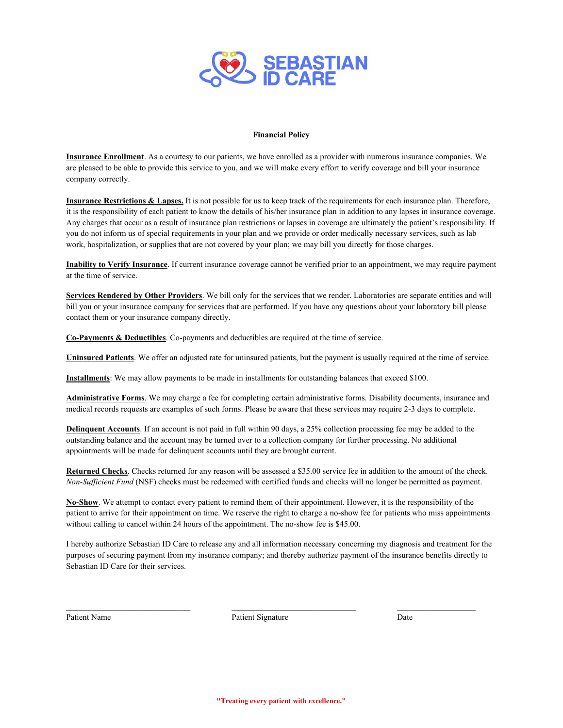SEBASTIAN ID CARE

## Financial Policy

**Insurance Enrollment**. As a courtesy to our patients, we have enrolled as a provider with numerous insurance companies. We are pleased to be able to provide this service to you, and we will make every effort to verify coverage and bill your insurance company correctly.

**Insurance Restrictions & Lapses.** It is not possible for us to keep track of the requirements for each insurance plan. Therefore, it is the responsibility of each patient to know the details of his/her insurance plan in addition to any lapses in insurance coverage. Any charges that occur as a result of insurance plan restrictions or lapses in coverage are ultimately the patient's responsibility. If you do not inform us of special requirements in your plan and we provide or order medically necessary services, such as lab work, hospitalization, or supplies that are not covered by your plan; we may bill you directly for those charges.

**Inability to Verify Insurance**. If current insurance coverage cannot be verified prior to an appointment, we may require payment at the time of service.

**Services Rendered by Other Providers**. We bill only for the services that we render. Laboratories are separate entities and will bill you or your insurance company for services that are performed. If you have any questions about your laboratory bill please contact them or your insurance company directly.

**Co-Payments & Deductibles**. Co-payments and deductibles are required at the time of service.

**Uninsured Patients**. We offer an adjusted rate for uninsured patients, but the payment is usually required at the time of service.

**Installments**: We may allow payments to be made in installments for outstanding balances that exceed $100.

**Administrative Forms**. We may charge a fee for completing certain administrative forms. Disability documents, insurance and medical records requests are examples of such forms. Please be aware that these services may require 2-3 days to complete.

**Delinquent Accounts**. If an account is not paid in full within 90 days, a 25% collection processing fee may be added to the outstanding balance and the account may be turned over to a collection company for further processing. No additional appointments will be made for delinquent accounts until they are brought current.

**Returned Checks**. Checks returned for any reason will be assessed a $35.00 service fee in addition to the amount of the check. *Non-Sufficient Fund* (NSF) checks must be redeemed with certified funds and checks will no longer be permitted as payment.

**No-Show**. We attempt to contact every patient to remind them of their appointment. However, it is the responsibility of the patient to arrive for their appointment on time. We reserve the right to charge a no-show fee for patients who miss appointments without calling to cancel within 24 hours of the appointment. The no-show fee is $45.00.

I hereby authorize Sebastian ID Care to release any and all information necessary concerning my diagnosis and treatment for the purposes of securing payment from my insurance company; and thereby authorize payment of the insurance benefits directly to Sebastian ID Care for their services.

| ____________________ | ____________________ | ______________ |
|---|---|---|
| Patient Name | Patient Signature | Date |

**"Treating every patient with excellence."**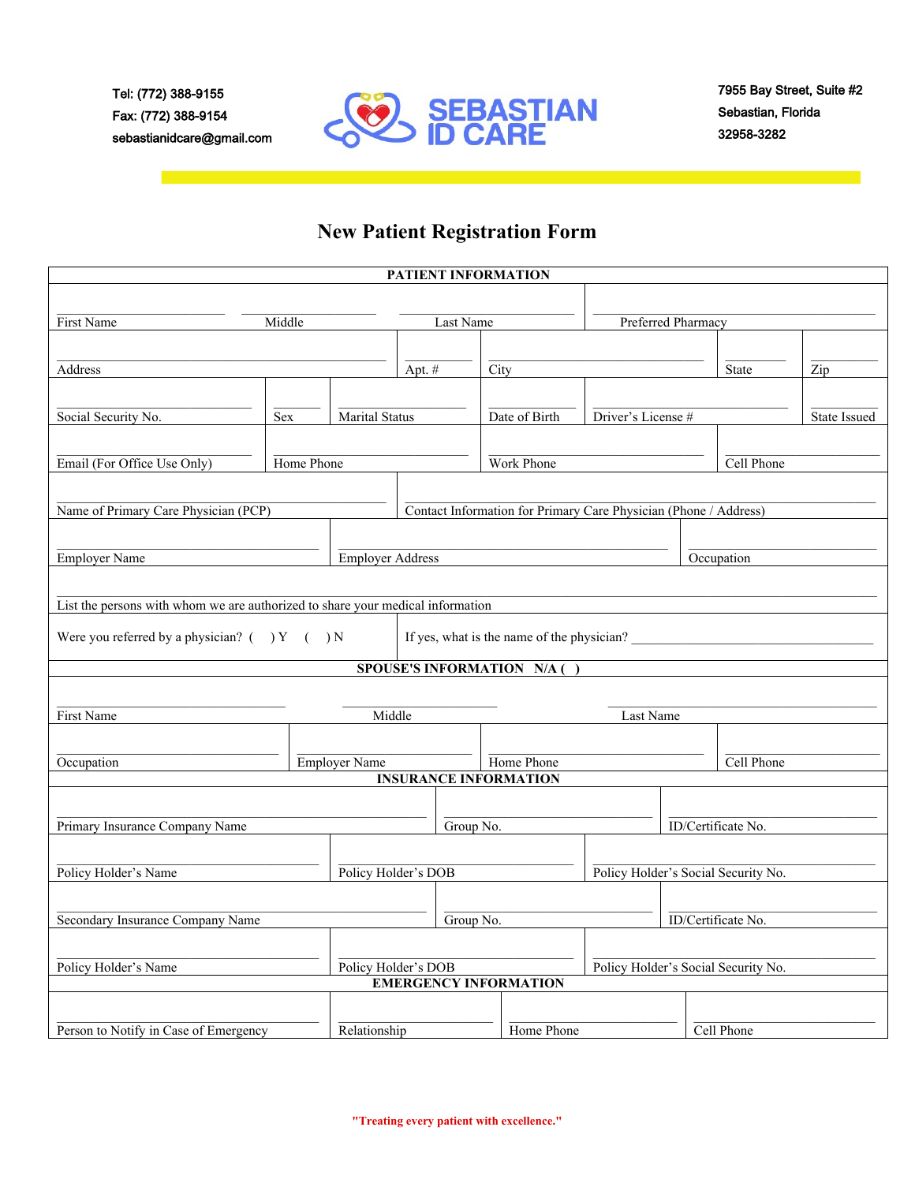Tel: (772) 388-9155
Fax: (772) 388-9154
sebastianidcare@gmail.com

**SEBASTIAN ID CARE**

7955 Bay Street, Suite #2
Sebastian, Florida
32958-3282

# New Patient Registration Form

| PATIENT INFORMATION | | | |
|---|---|---|---|
| First Name | Middle | Last Name | Preferred Pharmacy |

| Address | Apt. # | City | State | Zip |
|---|---|---|---|---|

| Social Security No. | Sex | Marital Status | Date of Birth | Driver's License # | State Issued |
|---|---|---|---|---|---|

| Email (For Office Use Only) | Home Phone | Work Phone | Cell Phone |
|---|---|---|---|

| Name of Primary Care Physician (PCP) | Contact Information for Primary Care Physician (Phone / Address) |
|---|---|

| Employer Name | Employer Address | Occupation |
|---|---|---|

| List the persons with whom we are authorized to share your medical information |
|---|

| Were you referred by a physician? (  ) Y  (  ) N | If yes, what is the name of the physician? ______________________________ |
|---|---|

| SPOUSE'S INFORMATION N/A (  ) | | |
|---|---|---|
| First Name | Middle | Last Name |

| Occupation | Employer Name | Home Phone | Cell Phone |
|---|---|---|---|

| INSURANCE INFORMATION | | |
|---|---|---|
| Primary Insurance Company Name | Group No. | ID/Certificate No. |
| Policy Holder's Name | Policy Holder's DOB | Policy Holder's Social Security No. |
| Secondary Insurance Company Name | Group No. | ID/Certificate No. |
| Policy Holder's Name | Policy Holder's DOB | Policy Holder's Social Security No. |

| EMERGENCY INFORMATION | | | |
|---|---|---|---|
| Person to Notify in Case of Emergency | Relationship | Home Phone | Cell Phone |

**"Treating every patient with excellence."**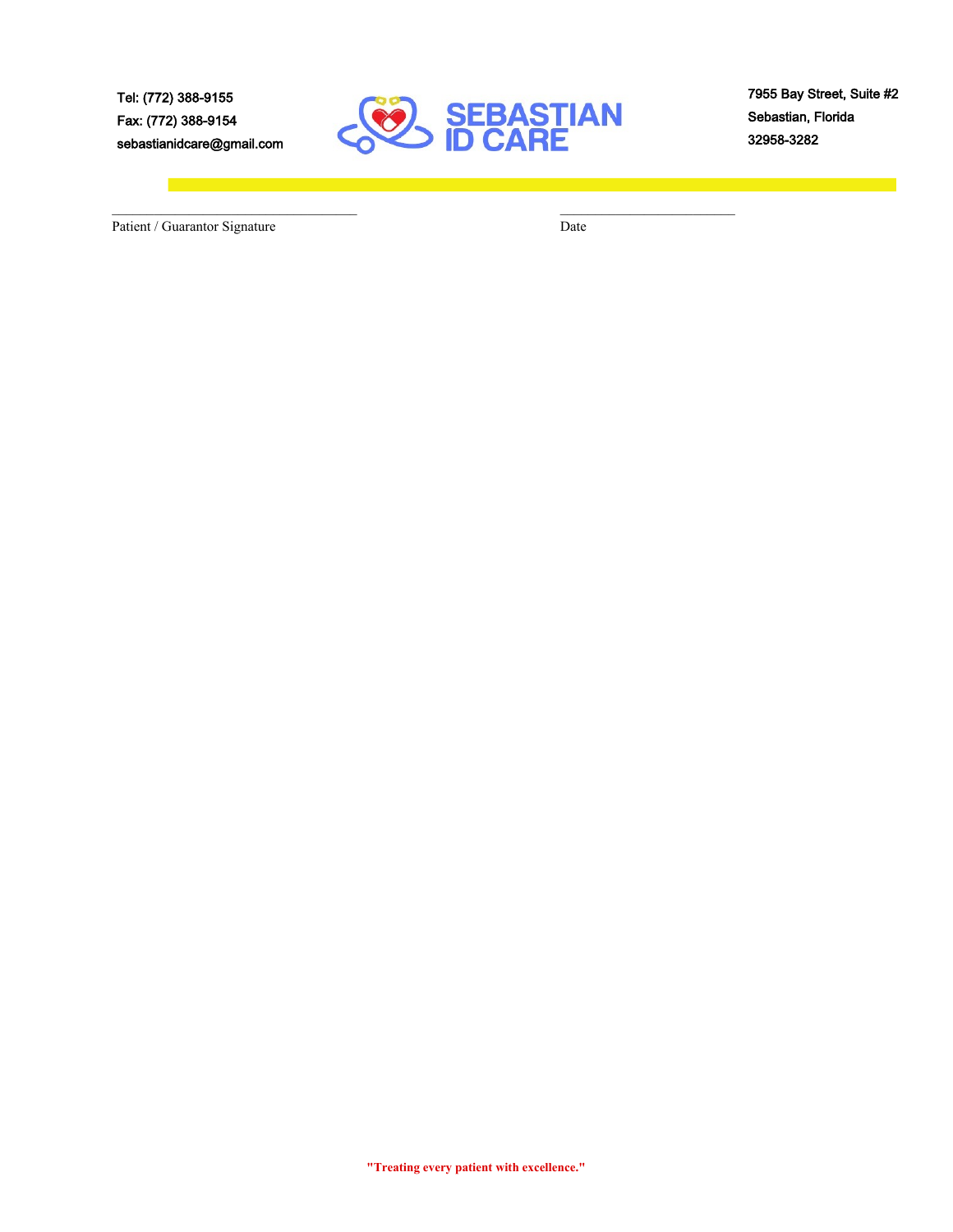Tel: (772) 388-9155
Fax: (772) 388-9154
sebastianidcare@gmail.com

**SEBASTIAN ID CARE**

7955 Bay Street, Suite #2
Sebastian, Florida
32958-3282

_______________________________ &nbsp;&nbsp;&nbsp;&nbsp;&nbsp;&nbsp;&nbsp;&nbsp; _______________________
Patient / Guarantor Signature &nbsp;&nbsp;&nbsp;&nbsp;&nbsp;&nbsp;&nbsp;&nbsp;&nbsp;&nbsp;&nbsp;&nbsp;&nbsp;&nbsp;&nbsp;&nbsp;&nbsp;&nbsp;&nbsp;&nbsp; Date

**"Treating every patient with excellence."**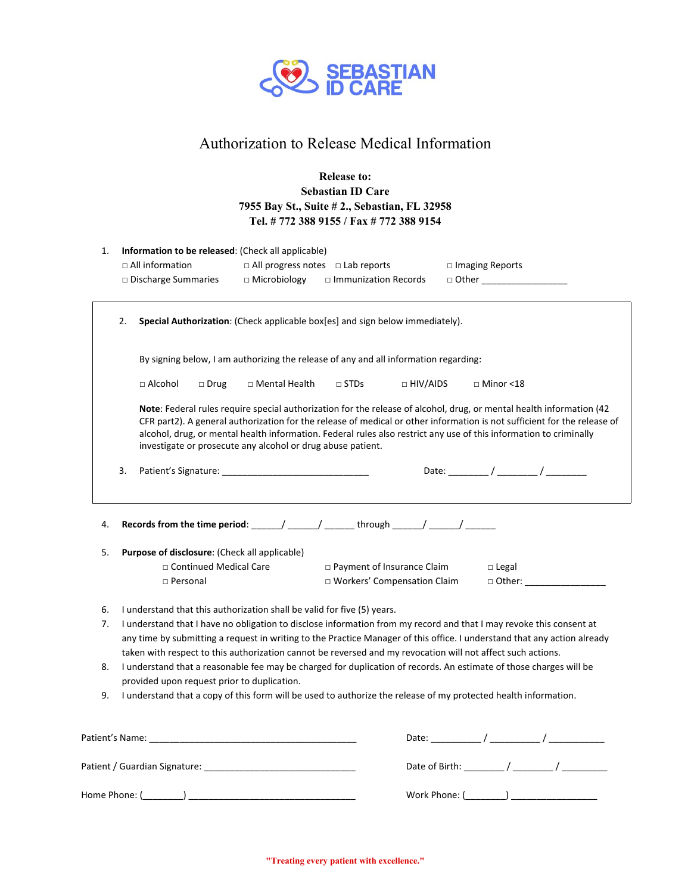SEBASTIAN ID CARE

# Authorization to Release Medical Information

**Release to:**
**Sebastian ID Care**
**7955 Bay St., Suite # 2., Sebastian, FL 32958**
**Tel. # 772 388 9155 / Fax # 772 388 9154**

1. **Information to be released**: (Check all applicable)
   □ All information □ All progress notes □ Lab reports □ Imaging Reports
   □ Discharge Summaries □ Microbiology □ Immunization Records □ Other _________________

2. **Special Authorization**: (Check applicable box[es] and sign below immediately).

   By signing below, I am authorizing the release of any and all information regarding:

   □ Alcohol □ Drug □ Mental Health □ STDs □ HIV/AIDS □ Minor <18

   **Note**: Federal rules require special authorization for the release of alcohol, drug, or mental health information (42 CFR part2). A general authorization for the release of medical or other information is not sufficient for the release of alcohol, drug, or mental health information. Federal rules also restrict any use of this information to criminally investigate or prosecute any alcohol or drug abuse patient.

3. Patient's Signature: _____________________________ Date: ________ / ________ / ________

4. **Records from the time period**: ______/ ______/ ______ through ______/ ______/ ______

5. **Purpose of disclosure**: (Check all applicable)
   □ Continued Medical Care □ Payment of Insurance Claim □ Legal
   □ Personal □ Workers' Compensation Claim □ Other: ________________

6. I understand that this authorization shall be valid for five (5) years.
7. I understand that I have no obligation to disclose information from my record and that I may revoke this consent at any time by submitting a request in writing to the Practice Manager of this office. I understand that any action already taken with respect to this authorization cannot be reversed and my revocation will not affect such actions.
8. I understand that a reasonable fee may be charged for duplication of records. An estimate of those charges will be provided upon request prior to duplication.
9. I understand that a copy of this form will be used to authorize the release of my protected health information.

Patient's Name: _________________________________________ Date: __________ / __________ / ___________

Patient / Guardian Signature: ______________________________ Date of Birth: ________ / ________ / _________

Home Phone: (________) _________________________________ Work Phone: (________) _________________

"Treating every patient with excellence."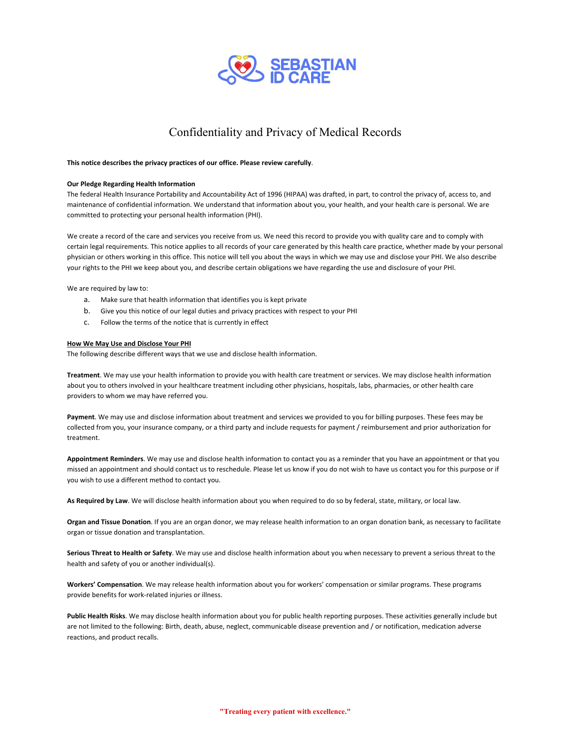SEBASTIAN ID CARE

# Confidentiality and Privacy of Medical Records

**This notice describes the privacy practices of our office. Please review carefully**.

**Our Pledge Regarding Health Information**

The federal Health Insurance Portability and Accountability Act of 1996 (HIPAA) was drafted, in part, to control the privacy of, access to, and maintenance of confidential information. We understand that information about you, your health, and your health care is personal. We are committed to protecting your personal health information (PHI).

We create a record of the care and services you receive from us. We need this record to provide you with quality care and to comply with certain legal requirements. This notice applies to all records of your care generated by this health care practice, whether made by your personal physician or others working in this office. This notice will tell you about the ways in which we may use and disclose your PHI. We also describe your rights to the PHI we keep about you, and describe certain obligations we have regarding the use and disclosure of your PHI.

We are required by law to:

a. Make sure that health information that identifies you is kept private
b. Give you this notice of our legal duties and privacy practices with respect to your PHI
c. Follow the terms of the notice that is currently in effect

**<u>How We May Use and Disclose Your PHI</u>**

The following describe different ways that we use and disclose health information.

**Treatment**. We may use your health information to provide you with health care treatment or services. We may disclose health information about you to others involved in your healthcare treatment including other physicians, hospitals, labs, pharmacies, or other health care providers to whom we may have referred you.

**Payment**. We may use and disclose information about treatment and services we provided to you for billing purposes. These fees may be collected from you, your insurance company, or a third party and include requests for payment / reimbursement and prior authorization for treatment.

**Appointment Reminders**. We may use and disclose health information to contact you as a reminder that you have an appointment or that you missed an appointment and should contact us to reschedule. Please let us know if you do not wish to have us contact you for this purpose or if you wish to use a different method to contact you.

**As Required by Law**. We will disclose health information about you when required to do so by federal, state, military, or local law.

**Organ and Tissue Donation**. If you are an organ donor, we may release health information to an organ donation bank, as necessary to facilitate organ or tissue donation and transplantation.

**Serious Threat to Health or Safety**. We may use and disclose health information about you when necessary to prevent a serious threat to the health and safety of you or another individual(s).

**Workers' Compensation**. We may release health information about you for workers' compensation or similar programs. These programs provide benefits for work-related injuries or illness.

**Public Health Risks**. We may disclose health information about you for public health reporting purposes. These activities generally include but are not limited to the following: Birth, death, abuse, neglect, communicable disease prevention and / or notification, medication adverse reactions, and product recalls.

**"Treating every patient with excellence."**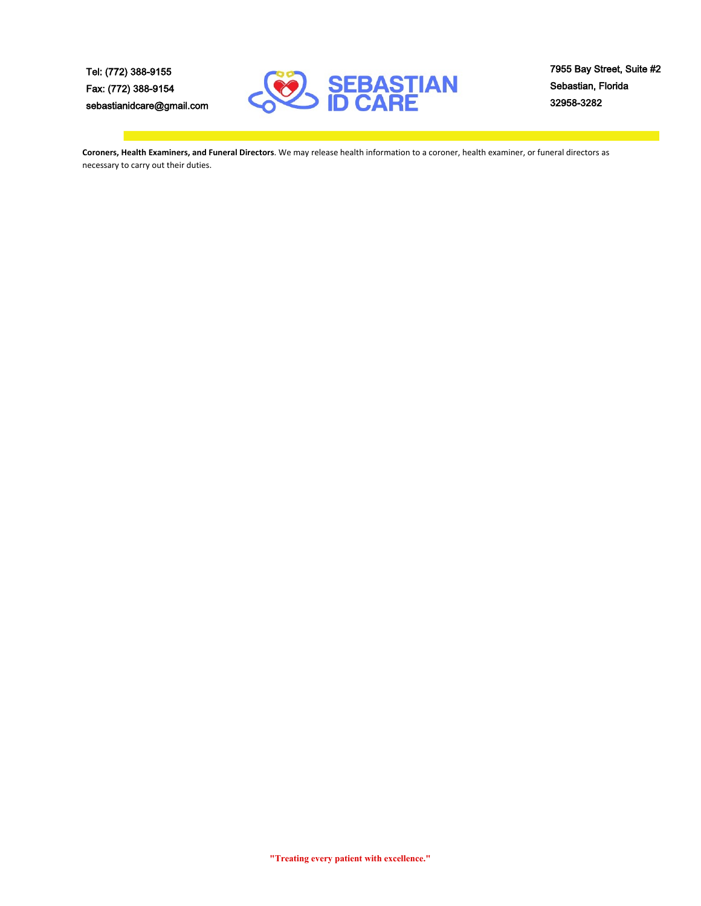**Coroners, Health Examiners, and Funeral Directors**. We may release health information to a coroner, health examiner, or funeral directors as necessary to carry out their duties.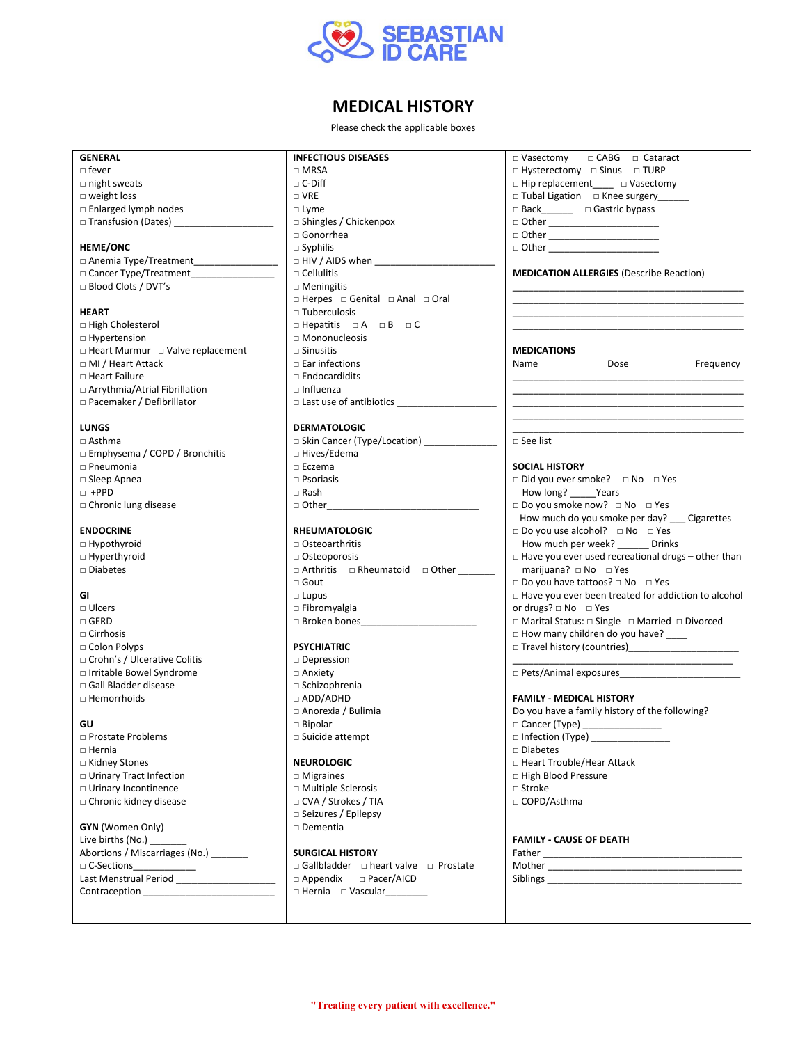SEBASTIAN ID CARE

# MEDICAL HISTORY

Please check the applicable boxes

**GENERAL**
- □ fever
- □ night sweats
- □ weight loss
- □ Enlarged lymph nodes
- □ Transfusion (Dates) ___________________

**HEME/ONC**
- □ Anemia Type/Treatment________________
- □ Cancer Type/Treatment________________
- □ Blood Clots / DVT's

**HEART**
- □ High Cholesterol
- □ Hypertension
- □ Heart Murmur □ Valve replacement
- □ MI / Heart Attack
- □ Heart Failure
- □ Arrythmia/Atrial Fibrillation
- □ Pacemaker / Defibrillator

**LUNGS**
- □ Asthma
- □ Emphysema / COPD / Bronchitis
- □ Pneumonia
- □ Sleep Apnea
- □ +PPD
- □ Chronic lung disease

**ENDOCRINE**
- □ Hypothyroid
- □ Hyperthyroid
- □ Diabetes

**GI**
- □ Ulcers
- □ GERD
- □ Cirrhosis
- □ Colon Polyps
- □ Crohn's / Ulcerative Colitis
- □ Irritable Bowel Syndrome
- □ Gall Bladder disease
- □ Hemorrhoids

**GU**
- □ Prostate Problems
- □ Hernia
- □ Kidney Stones
- □ Urinary Tract Infection
- □ Urinary Incontinence
- □ Chronic kidney disease

**GYN** (Women Only)

Live births (No.) _______

Abortions / Miscarriages (No.) _______

□ C-Sections____________

Last Menstrual Period ___________________

Contraception _________________________

**INFECTIOUS DISEASES**
- □ MRSA
- □ C-Diff
- □ VRE
- □ Lyme
- □ Shingles / Chickenpox
- □ Gonorrhea
- □ Syphilis
- □ HIV / AIDS when ______________________
- □ Cellulitis
- □ Meningitis
- □ Herpes □ Genital □ Anal □ Oral
- □ Tuberculosis
- □ Hepatitis □ A □ B □ C
- □ Mononucleosis
- □ Sinusitis
- □ Ear infections
- □ Endocardidits
- □ Influenza
- □ Last use of antibiotics ___________________

**DERMATOLOGIC**
- □ Skin Cancer (Type/Location) ______________
- □ Hives/Edema
- □ Eczema
- □ Psoriasis
- □ Rash
- □ Other_____________________________

**RHEUMATOLOGIC**
- □ Osteoarthritis
- □ Osteoporosis
- □ Arthritis □ Rheumatoid □ Other _______
- □ Gout
- □ Lupus
- □ Fibromyalgia
- □ Broken bones_____________________

**PSYCHIATRIC**
- □ Depression
- □ Anxiety
- □ Schizophrenia
- □ ADD/ADHD
- □ Anorexia / Bulimia
- □ Bipolar
- □ Suicide attempt

**NEUROLOGIC**
- □ Migraines
- □ Multiple Sclerosis
- □ CVA / Strokes / TIA
- □ Seizures / Epilepsy
- □ Dementia

**SURGICAL HISTORY**
- □ Gallbladder □ heart valve □ Prostate
- □ Appendix □ Pacer/AICD
- □ Hernia □ Vascular________
- □ Vasectomy □ CABG □ Cataract
- □ Hysterectomy □ Sinus □ TURP
- □ Hip replacement____ □ Vasectomy
- □ Tubal Ligation □ Knee surgery______
- □ Back______ □ Gastric bypass
- □ Other ____________________
- □ Other ____________________
- □ Other ____________________

**MEDICATION ALLERGIES** (Describe Reaction)

_____________________________________________

_____________________________________________

_____________________________________________

_____________________________________________

**MEDICATIONS**

| Name | Dose | Frequency |
|---|---|---|
| | | |
| | | |
| | | |
| | | |
| | | |

□ See list

**SOCIAL HISTORY**
- □ Did you ever smoke? □ No □ Yes
  How long? _____Years
- □ Do you smoke now? □ No □ Yes
  How much do you smoke per day? ___ Cigarettes
- □ Do you use alcohol? □ No □ Yes
  How much per week? ______ Drinks
- □ Have you ever used recreational drugs – other than marijuana? □ No □ Yes
- □ Do you have tattoos? □ No □ Yes
- □ Have you ever been treated for addiction to alcohol or drugs? □ No □ Yes
- □ Marital Status: □ Single □ Married □ Divorced
- □ How many children do you have? ____
- □ Travel history (countries)____________________
  _____________________________________________
- □ Pets/Animal exposures______________________

**FAMILY - MEDICAL HISTORY**

Do you have a family history of the following?
- □ Cancer (Type) ______________
- □ Infection (Type) ______________
- □ Diabetes
- □ Heart Trouble/Hear Attack
- □ High Blood Pressure
- □ Stroke
- □ COPD/Asthma

**FAMILY - CAUSE OF DEATH**

Father ______________________________________

Mother ______________________________________

Siblings ______________________________________

"Treating every patient with excellence."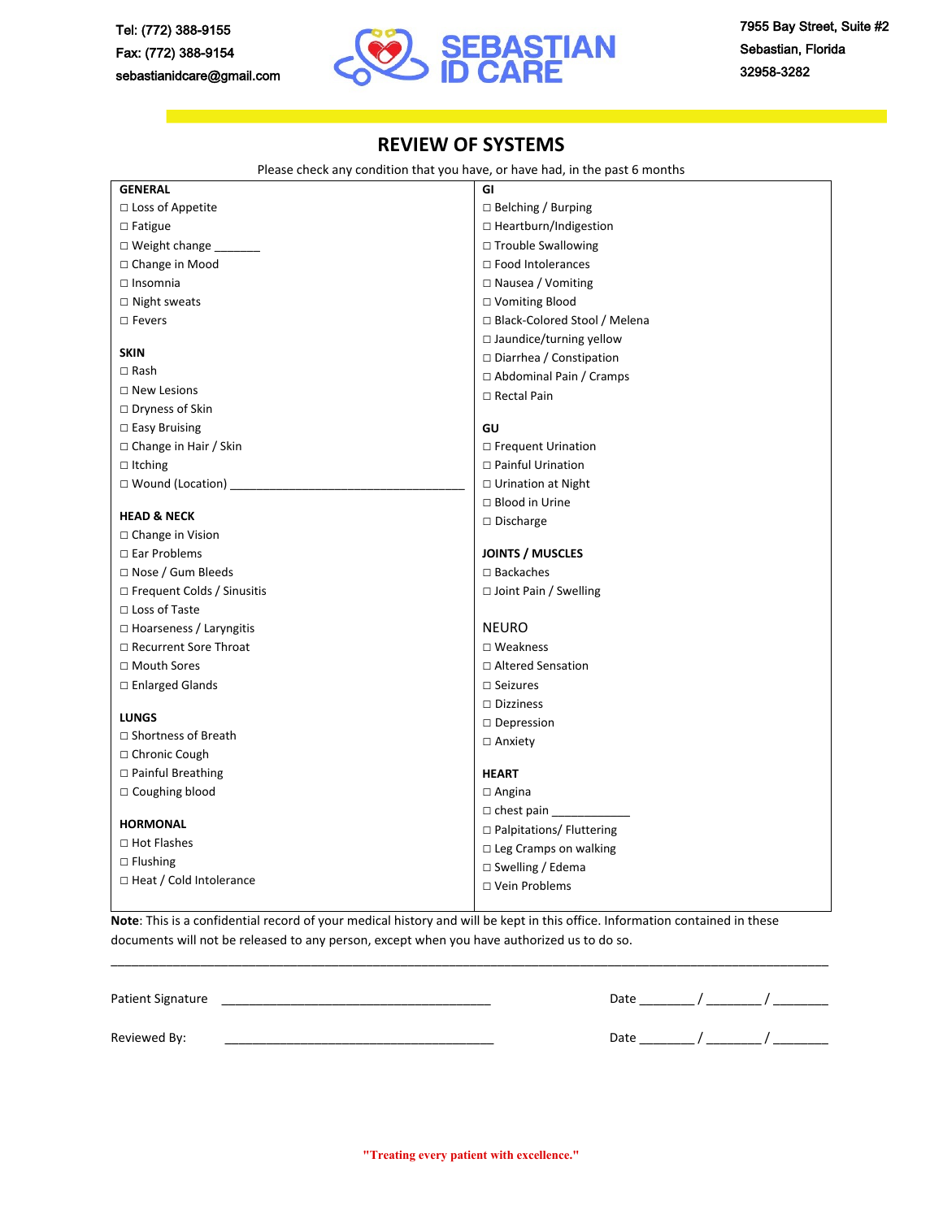Tel: (772) 388-9155
Fax: (772) 388-9154
sebastianidcare@gmail.com

**SEBASTIAN ID CARE**

7955 Bay Street, Suite #2
Sebastian, Florida
32958-3282

# REVIEW OF SYSTEMS

Please check any condition that you have, or have had, in the past 6 months

**GENERAL**
- ☐ Loss of Appetite
- ☐ Fatigue
- ☐ Weight change _______
- ☐ Change in Mood
- ☐ Insomnia
- ☐ Night sweats
- ☐ Fevers

**SKIN**
- ☐ Rash
- ☐ New Lesions
- ☐ Dryness of Skin
- ☐ Easy Bruising
- ☐ Change in Hair / Skin
- ☐ Itching
- ☐ Wound (Location) ____________________________________

**HEAD & NECK**
- ☐ Change in Vision
- ☐ Ear Problems
- ☐ Nose / Gum Bleeds
- ☐ Frequent Colds / Sinusitis
- ☐ Loss of Taste
- ☐ Hoarseness / Laryngitis
- ☐ Recurrent Sore Throat
- ☐ Mouth Sores
- ☐ Enlarged Glands

**LUNGS**
- ☐ Shortness of Breath
- ☐ Chronic Cough
- ☐ Painful Breathing
- ☐ Coughing blood

**HORMONAL**
- ☐ Hot Flashes
- ☐ Flushing
- ☐ Heat / Cold Intolerance

**GI**
- ☐ Belching / Burping
- ☐ Heartburn/Indigestion
- ☐ Trouble Swallowing
- ☐ Food Intolerances
- ☐ Nausea / Vomiting
- ☐ Vomiting Blood
- ☐ Black-Colored Stool / Melena
- ☐ Jaundice/turning yellow
- ☐ Diarrhea / Constipation
- ☐ Abdominal Pain / Cramps
- ☐ Rectal Pain

**GU**
- ☐ Frequent Urination
- ☐ Painful Urination
- ☐ Urination at Night
- ☐ Blood in Urine
- ☐ Discharge

**JOINTS / MUSCLES**
- ☐ Backaches
- ☐ Joint Pain / Swelling

NEURO
- ☐ Weakness
- ☐ Altered Sensation
- ☐ Seizures
- ☐ Dizziness
- ☐ Depression
- ☐ Anxiety

**HEART**
- ☐ Angina
- ☐ chest pain ____________
- ☐ Palpitations/ Fluttering
- ☐ Leg Cramps on walking
- ☐ Swelling / Edema
- ☐ Vein Problems

**Note**: This is a confidential record of your medical history and will be kept in this office. Information contained in these documents will not be released to any person, except when you have authorized us to do so.

______________________________________________________________________________________________

Patient Signature ________________________________________ Date ________ / ________ / ________

Reviewed By: ________________________________________ Date ________ / ________ / ________

"Treating every patient with excellence."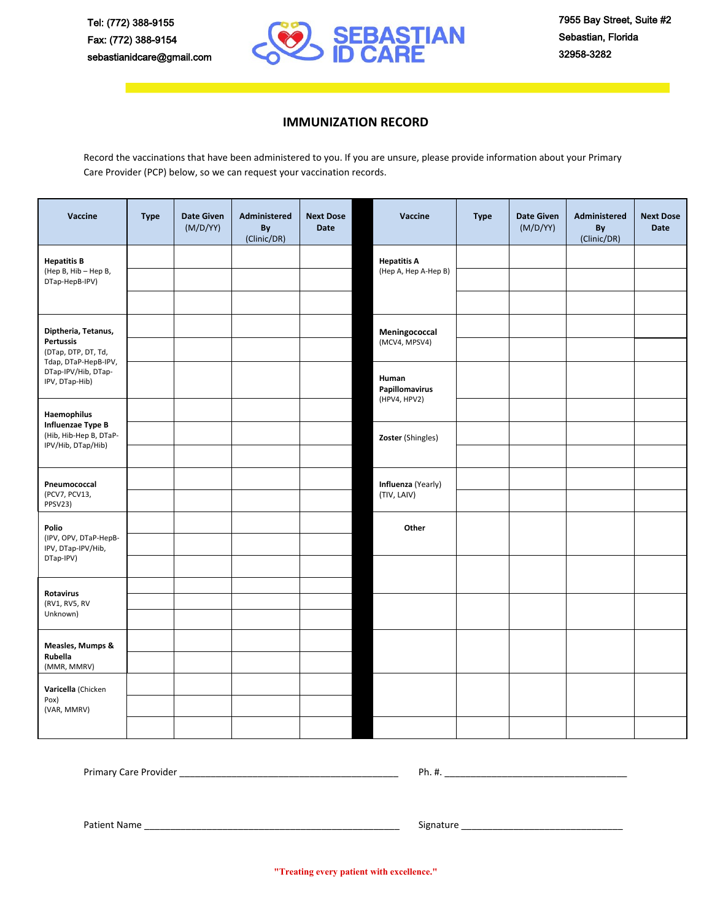Tel: (772) 388-9155
Fax: (772) 388-9154
sebastianidcare@gmail.com

SEBASTIAN ID CARE

7955 Bay Street, Suite #2
Sebastian, Florida
32958-3282

# IMMUNIZATION RECORD

Record the vaccinations that have been administered to you. If you are unsure, please provide information about your Primary Care Provider (PCP) below, so we can request your vaccination records.

| Vaccine | Type | Date Given (M/D/YY) | Administered By (Clinic/DR) | Next Dose Date | Vaccine | Type | Date Given (M/D/YY) | Administered By (Clinic/DR) | Next Dose Date |
|---|---|---|---|---|---|---|---|---|---|
| **Hepatitis B** (Hep B, Hib – Hep B, DTap-HepB-IPV) | | | | | **Hepatitis A** (Hep A, Hep A-Hep B) | | | | |
| | | | | | | | | | |
| | | | | | | | | | |
| **Diptheria, Tetanus, Pertussis** (DTap, DTP, DT, Td, Tdap, DTaP-HepB-IPV, DTap-IPV/Hib, DTap-IPV, DTap-Hib) | | | | | **Meningococcal** (MCV4, MPSV4) | | | | |
| | | | | | | | | | |
| | | | | | **Human Papillomavirus** (HPV4, HPV2) | | | | |
| **Haemophilus Influenzae Type B** (Hib, Hib-Hep B, DTaP-IPV/Hib, DTap/Hib) | | | | | | | | | |
| | | | | | **Zoster** (Shingles) | | | | |
| | | | | | | | | | |
| **Pneumococcal** (PCV7, PCV13, PPSV23) | | | | | **Influenza** (Yearly) (TIV, LAIV) | | | | |
| | | | | | | | | | |
| **Polio** (IPV, OPV, DTaP-HepB-IPV, DTap-IPV/Hib, DTap-IPV) | | | | | **Other** | | | | |
| | | | | | | | | | |
| | | | | | | | | | |
| **Rotavirus** (RV1, RV5, RV Unknown) | | | | | | | | | |
| | | | | | | | | | |
| | | | | | | | | | |
| **Measles, Mumps & Rubella** (MMR, MMRV) | | | | | | | | | |
| | | | | | | | | | |
| **Varicella** (Chicken Pox) (VAR, MMRV) | | | | | | | | | |
| | | | | | | | | | |
| | | | | | | | | | |

Primary Care Provider ________________________________________ Ph. #. __________________________________

Patient Name ______________________________________________ Signature ______________________________

"Treating every patient with excellence."